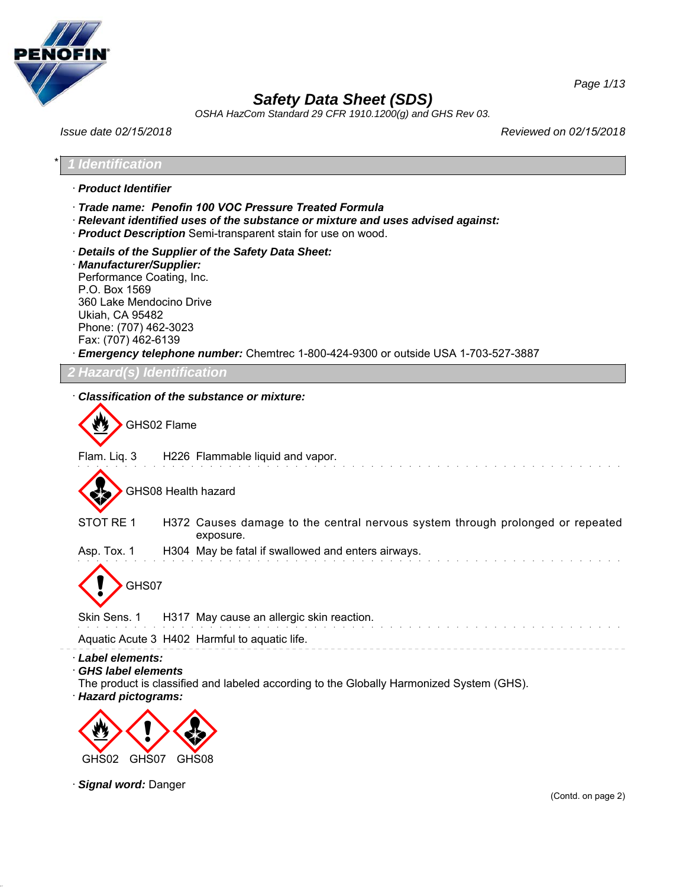# Safety Data Sheet (SDS)

*OSHA HazCom Standard 29 CFR 1910.1200(g) and GHS Rev 03.*

*Issue date 02/15/2018* *Reviewed on 02/15/2018*

## * 1 Identification

· **Product Identifier**

· **Trade name: Penofin 100 VOC Pressure Treated Formula**
· **Relevant identified uses of the substance or mixture and uses advised against:**
· **Product Description** Semi-transparent stain for use on wood.

· **Details of the Supplier of the Safety Data Sheet:**
· **Manufacturer/Supplier:**
Performance Coating, Inc.
P.O. Box 1569
360 Lake Mendocino Drive
Ukiah, CA 95482
Phone: (707) 462-3023
Fax: (707) 462-6139
· **Emergency telephone number:** Chemtrec 1-800-424-9300 or outside USA 1-703-527-3887

## 2 Hazard(s) Identification

· **Classification of the substance or mixture:**

GHS02 Flame

Flam. Liq. 3 H226 Flammable liquid and vapor.

GHS08 Health hazard

STOT RE 1 H372 Causes damage to the central nervous system through prolonged or repeated exposure.

Asp. Tox. 1 H304 May be fatal if swallowed and enters airways.

GHS07

Skin Sens. 1 H317 May cause an allergic skin reaction.

Aquatic Acute 3 H402 Harmful to aquatic life.

· **Label elements:**
· **GHS label elements**
The product is classified and labeled according to the Globally Harmonized System (GHS).
· **Hazard pictograms:**

GHS02 GHS07 GHS08

· **Signal word:** Danger

(Contd. on page 2)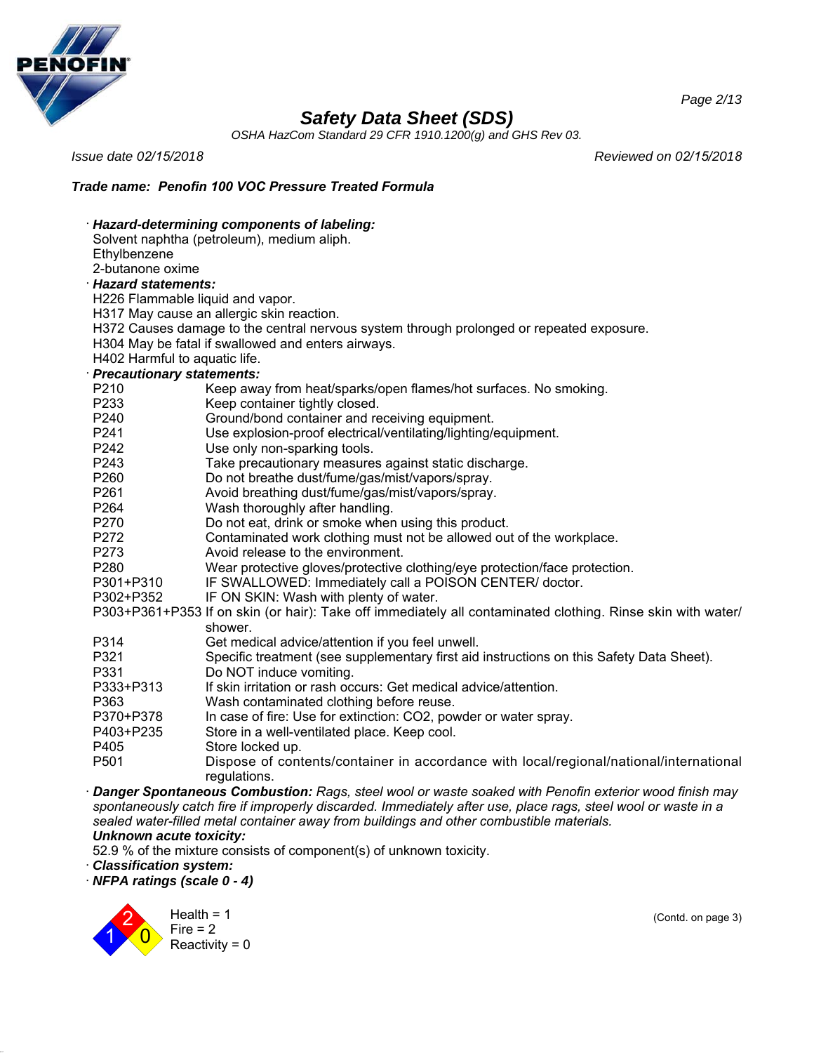**Trade name: Penofin 100 VOC Pressure Treated Formula**

· **Hazard-determining components of labeling:**
Solvent naphtha (petroleum), medium aliph.
Ethylbenzene
2-butanone oxime

· **Hazard statements:**
H226 Flammable liquid and vapor.
H317 May cause an allergic skin reaction.
H372 Causes damage to the central nervous system through prolonged or repeated exposure.
H304 May be fatal if swallowed and enters airways.
H402 Harmful to aquatic life.

· **Precautionary statements:**

| | |
|---|---|
| P210 | Keep away from heat/sparks/open flames/hot surfaces. No smoking. |
| P233 | Keep container tightly closed. |
| P240 | Ground/bond container and receiving equipment. |
| P241 | Use explosion-proof electrical/ventilating/lighting/equipment. |
| P242 | Use only non-sparking tools. |
| P243 | Take precautionary measures against static discharge. |
| P260 | Do not breathe dust/fume/gas/mist/vapors/spray. |
| P261 | Avoid breathing dust/fume/gas/mist/vapors/spray. |
| P264 | Wash thoroughly after handling. |
| P270 | Do not eat, drink or smoke when using this product. |
| P272 | Contaminated work clothing must not be allowed out of the workplace. |
| P273 | Avoid release to the environment. |
| P280 | Wear protective gloves/protective clothing/eye protection/face protection. |
| P301+P310 | IF SWALLOWED: Immediately call a POISON CENTER/ doctor. |
| P302+P352 | IF ON SKIN: Wash with plenty of water. |
| P303+P361+P353 | If on skin (or hair): Take off immediately all contaminated clothing. Rinse skin with water/ shower. |
| P314 | Get medical advice/attention if you feel unwell. |
| P321 | Specific treatment (see supplementary first aid instructions on this Safety Data Sheet). |
| P331 | Do NOT induce vomiting. |
| P333+P313 | If skin irritation or rash occurs: Get medical advice/attention. |
| P363 | Wash contaminated clothing before reuse. |
| P370+P378 | In case of fire: Use for extinction: CO2, powder or water spray. |
| P403+P235 | Store in a well-ventilated place. Keep cool. |
| P405 | Store locked up. |
| P501 | Dispose of contents/container in accordance with local/regional/national/international regulations. |

· ***Danger Spontaneous Combustion:*** *Rags, steel wool or waste soaked with Penofin exterior wood finish may spontaneously catch fire if improperly discarded. Immediately after use, place rags, steel wool or waste in a sealed water-filled metal container away from buildings and other combustible materials.*

***Unknown acute toxicity:***
52.9 % of the mixture consists of component(s) of unknown toxicity.

· ***Classification system:***

· ***NFPA ratings (scale 0 - 4)***

Health = 1
Fire = 2
Reactivity = 0

(Contd. on page 3)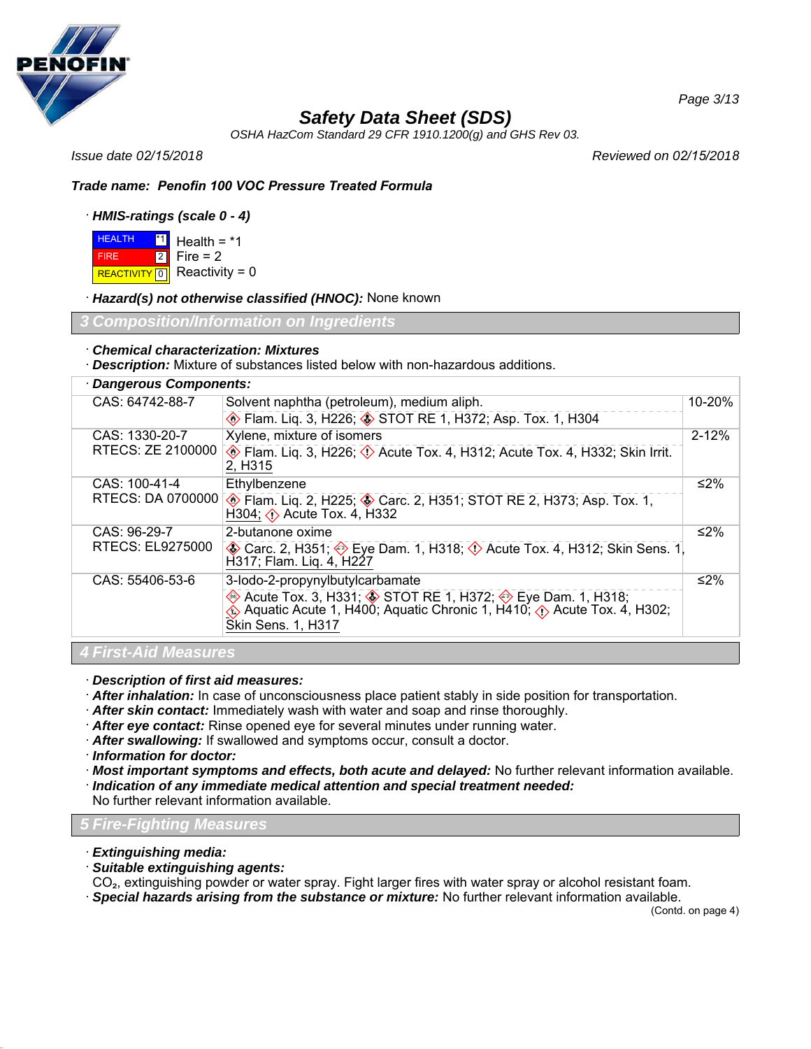**Trade name: Penofin 100 VOC Pressure Treated Formula**

· **HMIS-ratings (scale 0 - 4)**

| | | |
|---|---|---|
| HEALTH | *1 | Health = *1 |
| FIRE | 2 | Fire = 2 |
| REACTIVITY | 0 | Reactivity = 0 |

· **Hazard(s) not otherwise classified (HNOC):** None known

## 3 Composition/Information on Ingredients

· **Chemical characterization: Mixtures**
· **Description:** Mixture of substances listed below with non-hazardous additions.

· **Dangerous Components:**

| | | |
|---|---|---|
| CAS: 64742-88-7 | Solvent naphtha (petroleum), medium aliph.<br>Flam. Liq. 3, H226; STOT RE 1, H372; Asp. Tox. 1, H304 | 10-20% |
| CAS: 1330-20-7<br>RTECS: ZE 2100000 | Xylene, mixture of isomers<br>Flam. Liq. 3, H226; Acute Tox. 4, H312; Acute Tox. 4, H332; Skin Irrit. 2, H315 | 2-12% |
| CAS: 100-41-4<br>RTECS: DA 0700000 | Ethylbenzene<br>Flam. Liq. 2, H225; Carc. 2, H351; STOT RE 2, H373; Asp. Tox. 1, H304; Acute Tox. 4, H332 | ≤2% |
| CAS: 96-29-7<br>RTECS: EL9275000 | 2-butanone oxime<br>Carc. 2, H351; Eye Dam. 1, H318; Acute Tox. 4, H312; Skin Sens. 1, H317; Flam. Liq. 4, H227 | ≤2% |
| CAS: 55406-53-6 | 3-Iodo-2-propynylbutylcarbamate<br>Acute Tox. 3, H331; STOT RE 1, H372; Eye Dam. 1, H318; Aquatic Acute 1, H400; Aquatic Chronic 1, H410; Acute Tox. 4, H302; Skin Sens. 1, H317 | ≤2% |

## 4 First-Aid Measures

· **Description of first aid measures:**
· **After inhalation:** In case of unconsciousness place patient stably in side position for transportation.
· **After skin contact:** Immediately wash with water and soap and rinse thoroughly.
· **After eye contact:** Rinse opened eye for several minutes under running water.
· **After swallowing:** If swallowed and symptoms occur, consult a doctor.
· **Information for doctor:**
· **Most important symptoms and effects, both acute and delayed:** No further relevant information available.
· **Indication of any immediate medical attention and special treatment needed:**
No further relevant information available.

## 5 Fire-Fighting Measures

· **Extinguishing media:**
· **Suitable extinguishing agents:**
$CO_2$, extinguishing powder or water spray. Fight larger fires with water spray or alcohol resistant foam.
· **Special hazards arising from the substance or mixture:** No further relevant information available.

(Contd. on page 4)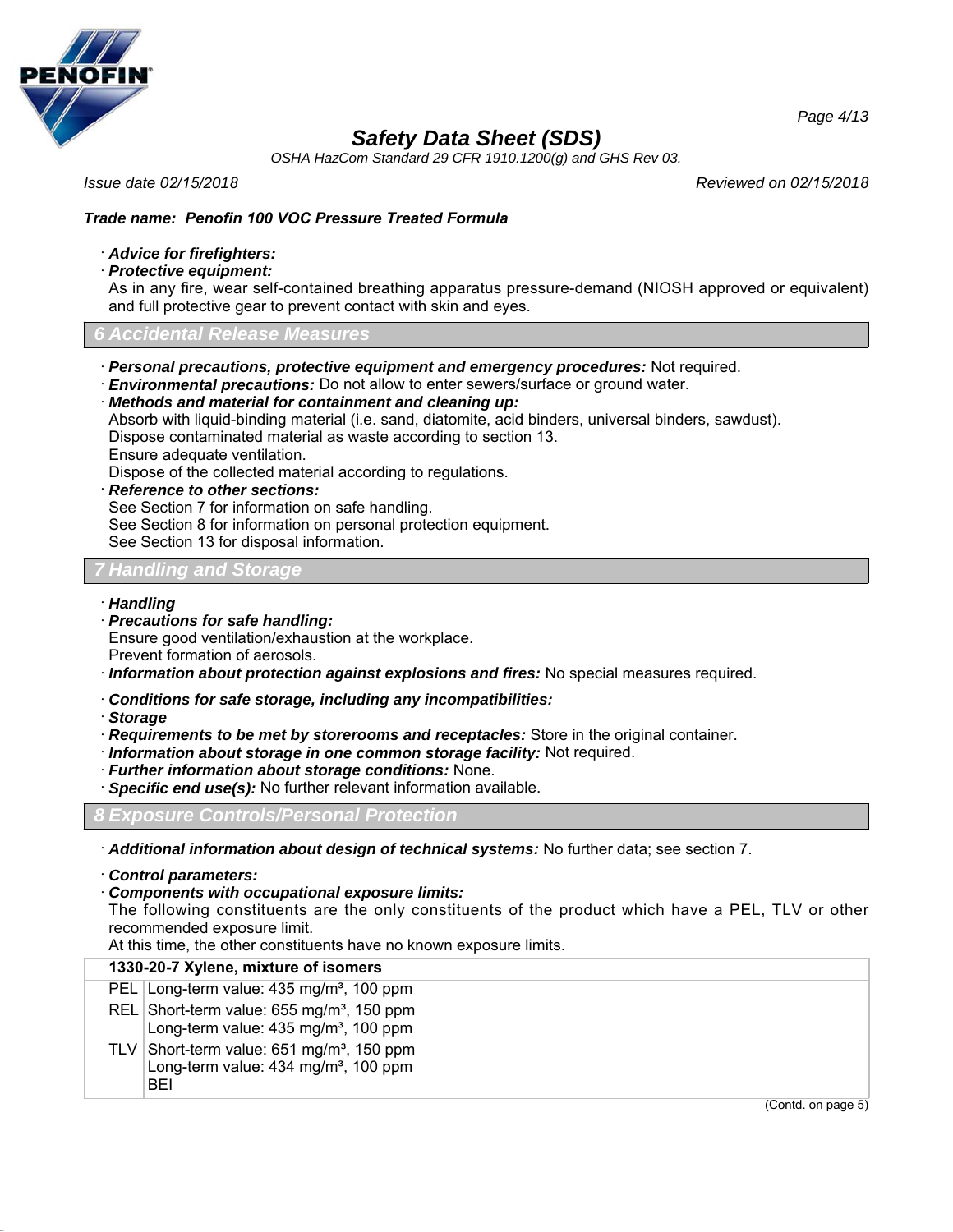· ***Advice for firefighters:***

· ***Protective equipment:***

As in any fire, wear self-contained breathing apparatus pressure-demand (NIOSH approved or equivalent) and full protective gear to prevent contact with skin and eyes.

## 6 Accidental Release Measures

· ***Personal precautions, protective equipment and emergency procedures:*** Not required.

· ***Environmental precautions:*** Do not allow to enter sewers/surface or ground water.

· ***Methods and material for containment and cleaning up:***

Absorb with liquid-binding material (i.e. sand, diatomite, acid binders, universal binders, sawdust).
Dispose contaminated material as waste according to section 13.
Ensure adequate ventilation.
Dispose of the collected material according to regulations.

· ***Reference to other sections:***

See Section 7 for information on safe handling.
See Section 8 for information on personal protection equipment.
See Section 13 for disposal information.

## 7 Handling and Storage

· ***Handling***

· ***Precautions for safe handling:***

Ensure good ventilation/exhaustion at the workplace.
Prevent formation of aerosols.

· ***Information about protection against explosions and fires:*** No special measures required.

· ***Conditions for safe storage, including any incompatibilities:***

· ***Storage***

· ***Requirements to be met by storerooms and receptacles:*** Store in the original container.

· ***Information about storage in one common storage facility:*** Not required.

· ***Further information about storage conditions:*** None.

· ***Specific end use(s):*** No further relevant information available.

## 8 Exposure Controls/Personal Protection

· ***Additional information about design of technical systems:*** No further data; see section 7.

· ***Control parameters:***

· ***Components with occupational exposure limits:***

The following constituents are the only constituents of the product which have a PEL, TLV or other recommended exposure limit.
At this time, the other constituents have no known exposure limits.

| **1330-20-7 Xylene, mixture of isomers** | |
|---|---|
| PEL | Long-term value: 435 mg/m³, 100 ppm |
| REL | Short-term value: 655 mg/m³, 150 ppm<br>Long-term value: 435 mg/m³, 100 ppm |
| TLV | Short-term value: 651 mg/m³, 150 ppm<br>Long-term value: 434 mg/m³, 100 ppm<br>BEI |

(Contd. on page 5)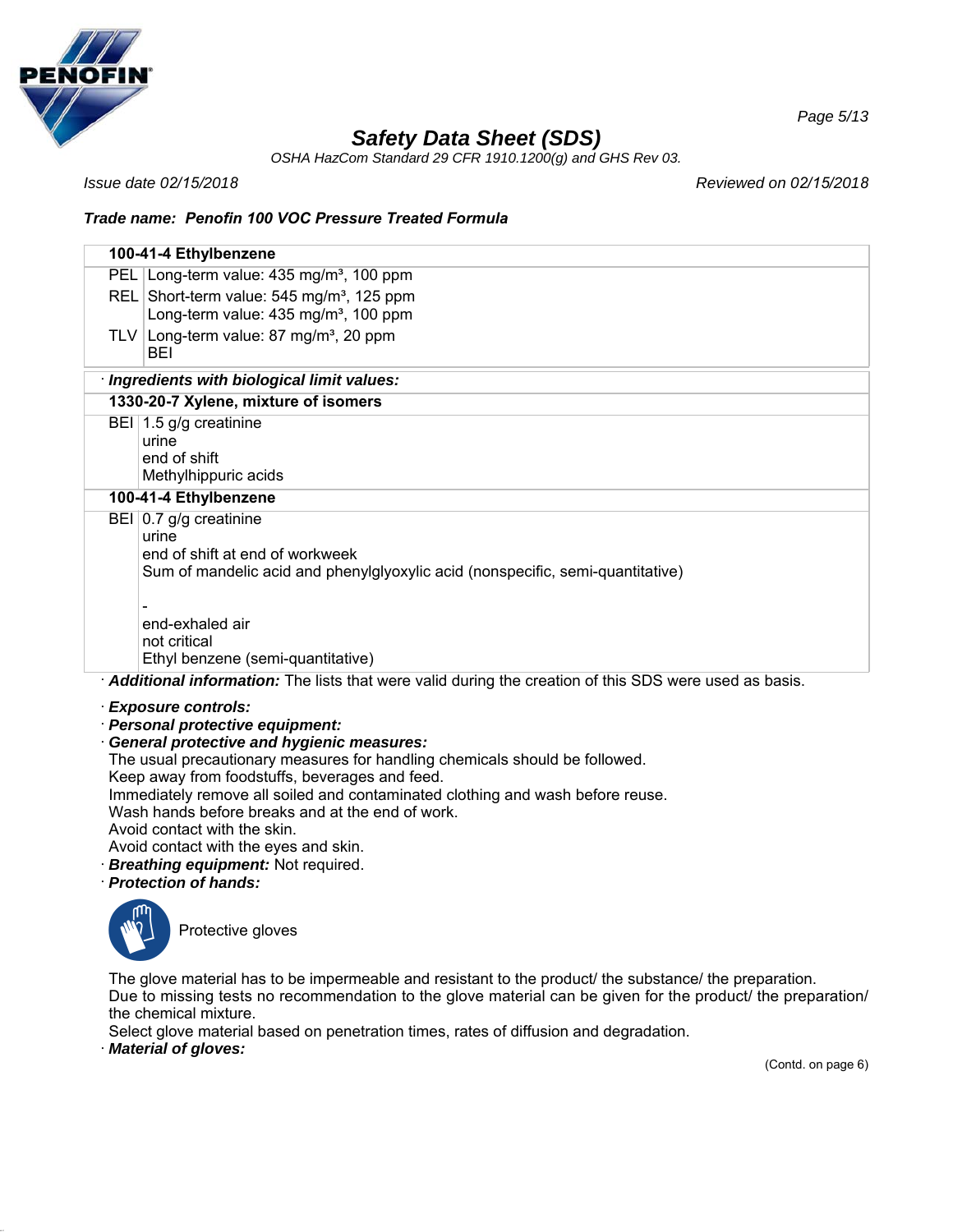**Safety Data Sheet (SDS)**

OSHA HazCom Standard 29 CFR 1910.1200(g) and GHS Rev 03.

*Issue date 02/15/2018* *Reviewed on 02/15/2018*

***Trade name: Penofin 100 VOC Pressure Treated Formula***

| **100-41-4 Ethylbenzene** | |
|---|---|
| PEL | Long-term value: 435 mg/m³, 100 ppm |
| REL | Short-term value: 545 mg/m³, 125 ppm<br>Long-term value: 435 mg/m³, 100 ppm |
| TLV | Long-term value: 87 mg/m³, 20 ppm<br>BEI |

· ***Ingredients with biological limit values:***

| **1330-20-7 Xylene, mixture of isomers** | |
|---|---|
| BEI | 1.5 g/g creatinine<br>urine<br>end of shift<br>Methylhippuric acids |
| **100-41-4 Ethylbenzene** | |
| BEI | 0.7 g/g creatinine<br>urine<br>end of shift at end of workweek<br>Sum of mandelic acid and phenylglyoxylic acid (nonspecific, semi-quantitative)<br><br>-<br>end-exhaled air<br>not critical<br>Ethyl benzene (semi-quantitative) |

· ***Additional information:*** The lists that were valid during the creation of this SDS were used as basis.

· ***Exposure controls:***

· ***Personal protective equipment:***

· ***General protective and hygienic measures:***

The usual precautionary measures for handling chemicals should be followed.
Keep away from foodstuffs, beverages and feed.
Immediately remove all soiled and contaminated clothing and wash before reuse.
Wash hands before breaks and at the end of work.
Avoid contact with the skin.
Avoid contact with the eyes and skin.

· ***Breathing equipment:*** Not required.

· ***Protection of hands:***

Protective gloves

The glove material has to be impermeable and resistant to the product/ the substance/ the preparation.
Due to missing tests no recommendation to the glove material can be given for the product/ the preparation/ the chemical mixture.
Select glove material based on penetration times, rates of diffusion and degradation.

· ***Material of gloves:***

(Contd. on page 6)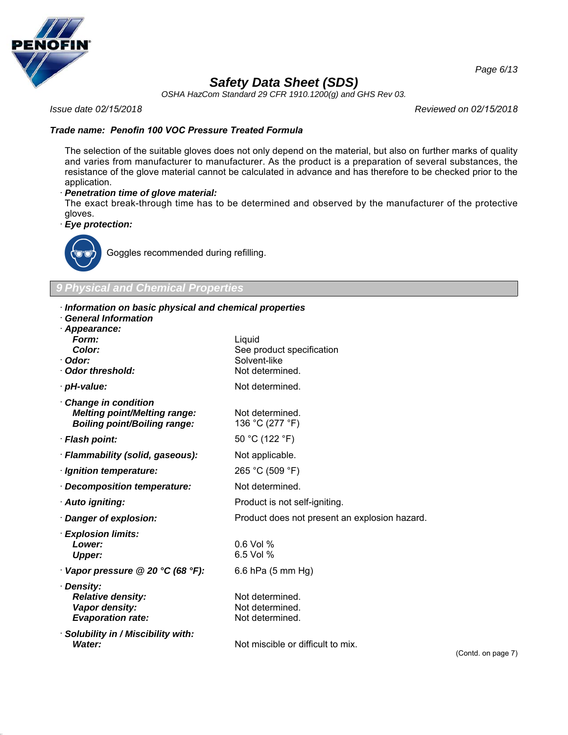**Trade name: Penofin 100 VOC Pressure Treated Formula**

The selection of the suitable gloves does not only depend on the material, but also on further marks of quality and varies from manufacturer to manufacturer. As the product is a preparation of several substances, the resistance of the glove material cannot be calculated in advance and has therefore to be checked prior to the application.

· ***Penetration time of glove material:***
The exact break-through time has to be determined and observed by the manufacturer of the protective gloves.

· ***Eye protection:***

Goggles recommended during refilling.

## 9 Physical and Chemical Properties

· ***Information on basic physical and chemical properties***
· ***General Information***

| Property | Value |
|---|---|
| · **Appearance:** | |
| **Form:** | Liquid |
| **Color:** | See product specification |
| · **Odor:** | Solvent-like |
| · **Odor threshold:** | Not determined. |
| · **pH-value:** | Not determined. |
| · **Change in condition** | |
| **Melting point/Melting range:** | Not determined. |
| **Boiling point/Boiling range:** | 136 °C (277 °F) |
| · **Flash point:** | 50 °C (122 °F) |
| · **Flammability (solid, gaseous):** | Not applicable. |
| · **Ignition temperature:** | 265 °C (509 °F) |
| · **Decomposition temperature:** | Not determined. |
| · **Auto igniting:** | Product is not self-igniting. |
| · **Danger of explosion:** | Product does not present an explosion hazard. |
| · **Explosion limits:** | |
| **Lower:** | 0.6 Vol % |
| **Upper:** | 6.5 Vol % |
| · **Vapor pressure @ 20 °C (68 °F):** | 6.6 hPa (5 mm Hg) |
| · **Density:** | |
| **Relative density:** | Not determined. |
| **Vapor density:** | Not determined. |
| **Evaporation rate:** | Not determined. |
| · **Solubility in / Miscibility with:** | |
| **Water:** | Not miscible or difficult to mix. |

(Contd. on page 7)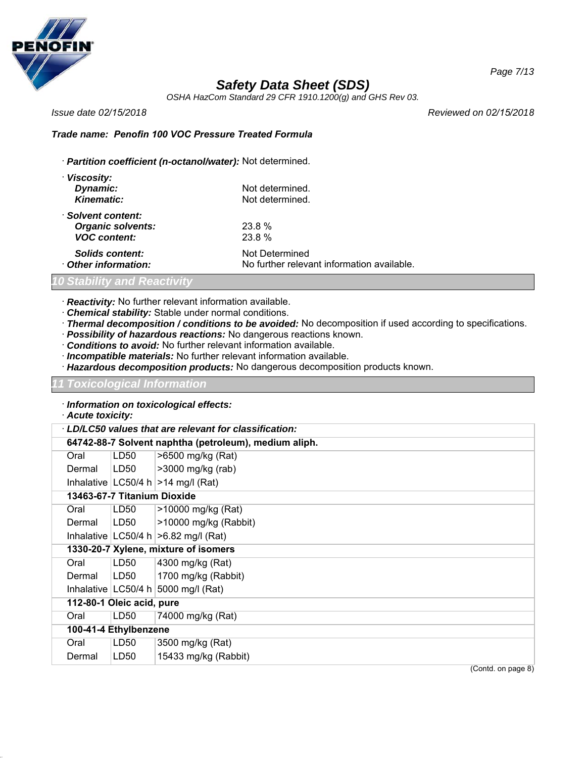· **Partition coefficient (n-octanol/water):** Not determined.

· **Viscosity:**

| | |
|---|---|
| **Dynamic:** | Not determined. |
| **Kinematic:** | Not determined. |

· **Solvent content:**

| | |
|---|---|
| **Organic solvents:** | 23.8 % |
| **VOC content:** | 23.8 % |
| **Solids content:** | Not Determined |
| · **Other information:** | No further relevant information available. |

## 10 Stability and Reactivity

· **Reactivity:** No further relevant information available.
· **Chemical stability:** Stable under normal conditions.
· **Thermal decomposition / conditions to be avoided:** No decomposition if used according to specifications.
· **Possibility of hazardous reactions:** No dangerous reactions known.
· **Conditions to avoid:** No further relevant information available.
· **Incompatible materials:** No further relevant information available.
· **Hazardous decomposition products:** No dangerous decomposition products known.

## 11 Toxicological Information

· **Information on toxicological effects:**
· **Acute toxicity:**

| · **LD/LC50 values that are relevant for classification:** | | |
|---|---|---|
| **64742-88-7 Solvent naphtha (petroleum), medium aliph.** | | |
| Oral | LD50 | >6500 mg/kg (Rat) |
| Dermal | LD50 | >3000 mg/kg (rab) |
| Inhalative | LC50/4 h | >14 mg/l (Rat) |
| **13463-67-7 Titanium Dioxide** | | |
| Oral | LD50 | >10000 mg/kg (Rat) |
| Dermal | LD50 | >10000 mg/kg (Rabbit) |
| Inhalative | LC50/4 h | >6.82 mg/l (Rat) |
| **1330-20-7 Xylene, mixture of isomers** | | |
| Oral | LD50 | 4300 mg/kg (Rat) |
| Dermal | LD50 | 1700 mg/kg (Rabbit) |
| Inhalative | LC50/4 h | 5000 mg/l (Rat) |
| **112-80-1 Oleic acid, pure** | | |
| Oral | LD50 | 74000 mg/kg (Rat) |
| **100-41-4 Ethylbenzene** | | |
| Oral | LD50 | 3500 mg/kg (Rat) |
| Dermal | LD50 | 15433 mg/kg (Rabbit) |

(Contd. on page 8)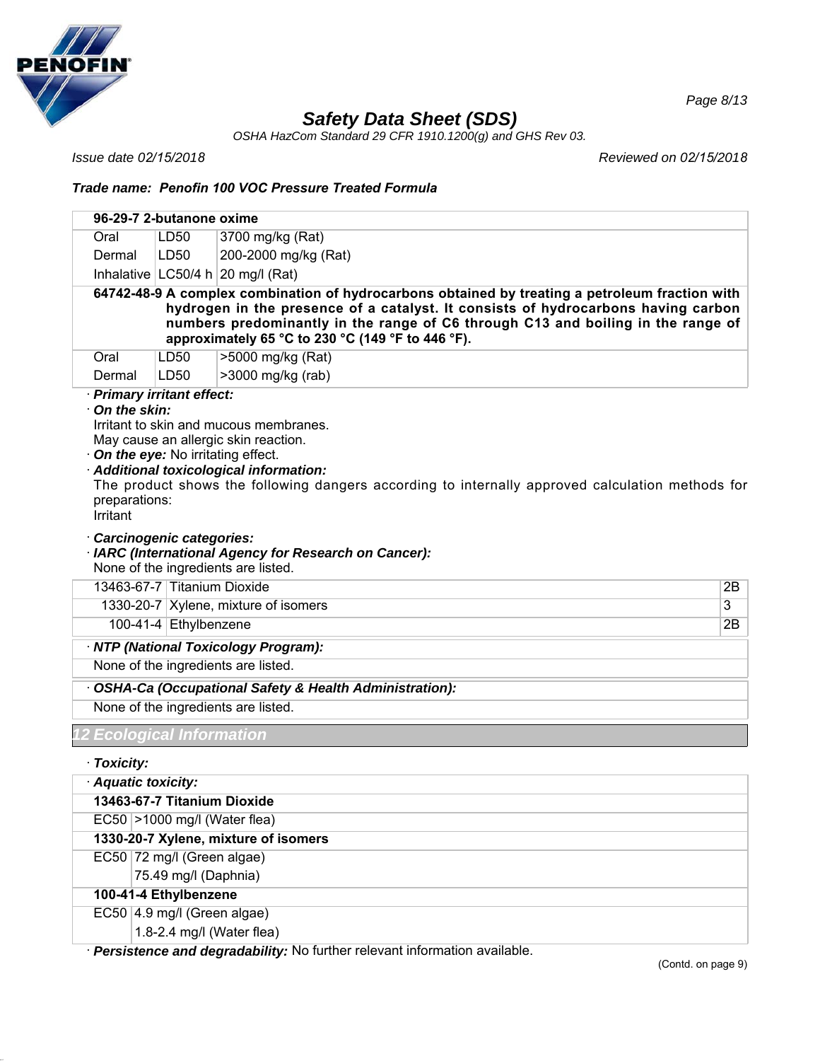| 96-29-7 2-butanone oxime | | |
|---|---|---|
| Oral | LD50 | 3700 mg/kg (Rat) |
| Dermal | LD50 | 200-2000 mg/kg (Rat) |
| Inhalative | LC50/4 h | 20 mg/l (Rat) |
| **64742-48-9 A complex combination of hydrocarbons obtained by treating a petroleum fraction with hydrogen in the presence of a catalyst. It consists of hydrocarbons having carbon numbers predominantly in the range of C6 through C13 and boiling in the range of approximately 65 °C to 230 °C (149 °F to 446 °F).** | | |
| Oral | LD50 | >5000 mg/kg (Rat) |
| Dermal | LD50 | >3000 mg/kg (rab) |

· ***Primary irritant effect:***

· ***On the skin:***

Irritant to skin and mucous membranes.

May cause an allergic skin reaction.

· ***On the eye:*** No irritating effect.

· ***Additional toxicological information:***

The product shows the following dangers according to internally approved calculation methods for preparations:

Irritant

· ***Carcinogenic categories:***

· ***IARC (International Agency for Research on Cancer):***

None of the ingredients are listed.

| | | |
|---|---|---|
| 13463-67-7 | Titanium Dioxide | 2B |
| 1330-20-7 | Xylene, mixture of isomers | 3 |
| 100-41-4 | Ethylbenzene | 2B |

· ***NTP (National Toxicology Program):***

None of the ingredients are listed.

· ***OSHA-Ca (Occupational Safety & Health Administration):***

None of the ingredients are listed.

## 12 Ecological Information

· ***Toxicity:***

· ***Aquatic toxicity:***

| 13463-67-7 Titanium Dioxide | |
|---|---|
| EC50 | >1000 mg/l (Water flea) |
| **1330-20-7 Xylene, mixture of isomers** | |
| EC50 | 72 mg/l (Green algae) |
| | 75.49 mg/l (Daphnia) |
| **100-41-4 Ethylbenzene** | |
| EC50 | 4.9 mg/l (Green algae) |
| | 1.8-2.4 mg/l (Water flea) |

· ***Persistence and degradability:*** No further relevant information available.

(Contd. on page 9)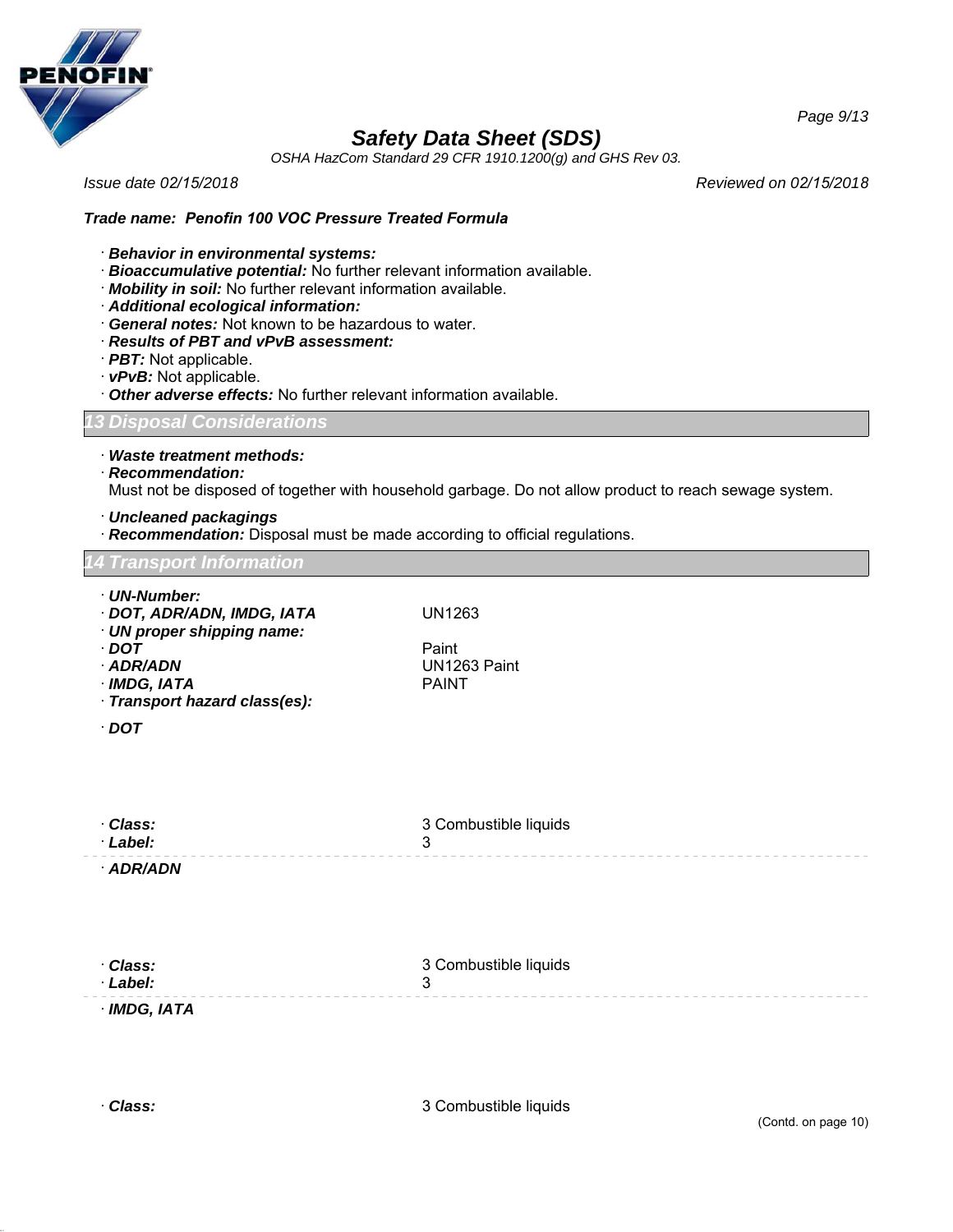## Safety Data Sheet (SDS)

*OSHA HazCom Standard 29 CFR 1910.1200(g) and GHS Rev 03.*

*Issue date 02/15/2018* *Reviewed on 02/15/2018*

***Trade name: Penofin 100 VOC Pressure Treated Formula***

· ***Behavior in environmental systems:***
· ***Bioaccumulative potential:*** No further relevant information available.
· ***Mobility in soil:*** No further relevant information available.
· ***Additional ecological information:***
· ***General notes:*** Not known to be hazardous to water.
· ***Results of PBT and vPvB assessment:***
· ***PBT:*** Not applicable.
· ***vPvB:*** Not applicable.
· ***Other adverse effects:*** No further relevant information available.

## 13 Disposal Considerations

· ***Waste treatment methods:***
· ***Recommendation:***
Must not be disposed of together with household garbage. Do not allow product to reach sewage system.

· ***Uncleaned packagings***
· ***Recommendation:*** Disposal must be made according to official regulations.

## 14 Transport Information

| | |
|---|---|
| · ***UN-Number:*** | |
| · ***DOT, ADR/ADN, IMDG, IATA*** | UN1263 |
| · ***UN proper shipping name:*** | |
| · ***DOT*** | Paint |
| · ***ADR/ADN*** | UN1263 Paint |
| · ***IMDG, IATA*** | PAINT |
| · ***Transport hazard class(es):*** | |

· ***DOT***

| | |
|---|---|
| · ***Class:*** | 3 Combustible liquids |
| · ***Label:*** | 3 |

· ***ADR/ADN***

| | |
|---|---|
| · ***Class:*** | 3 Combustible liquids |
| · ***Label:*** | 3 |

· ***IMDG, IATA***

| | |
|---|---|
| · ***Class:*** | 3 Combustible liquids |

(Contd. on page 10)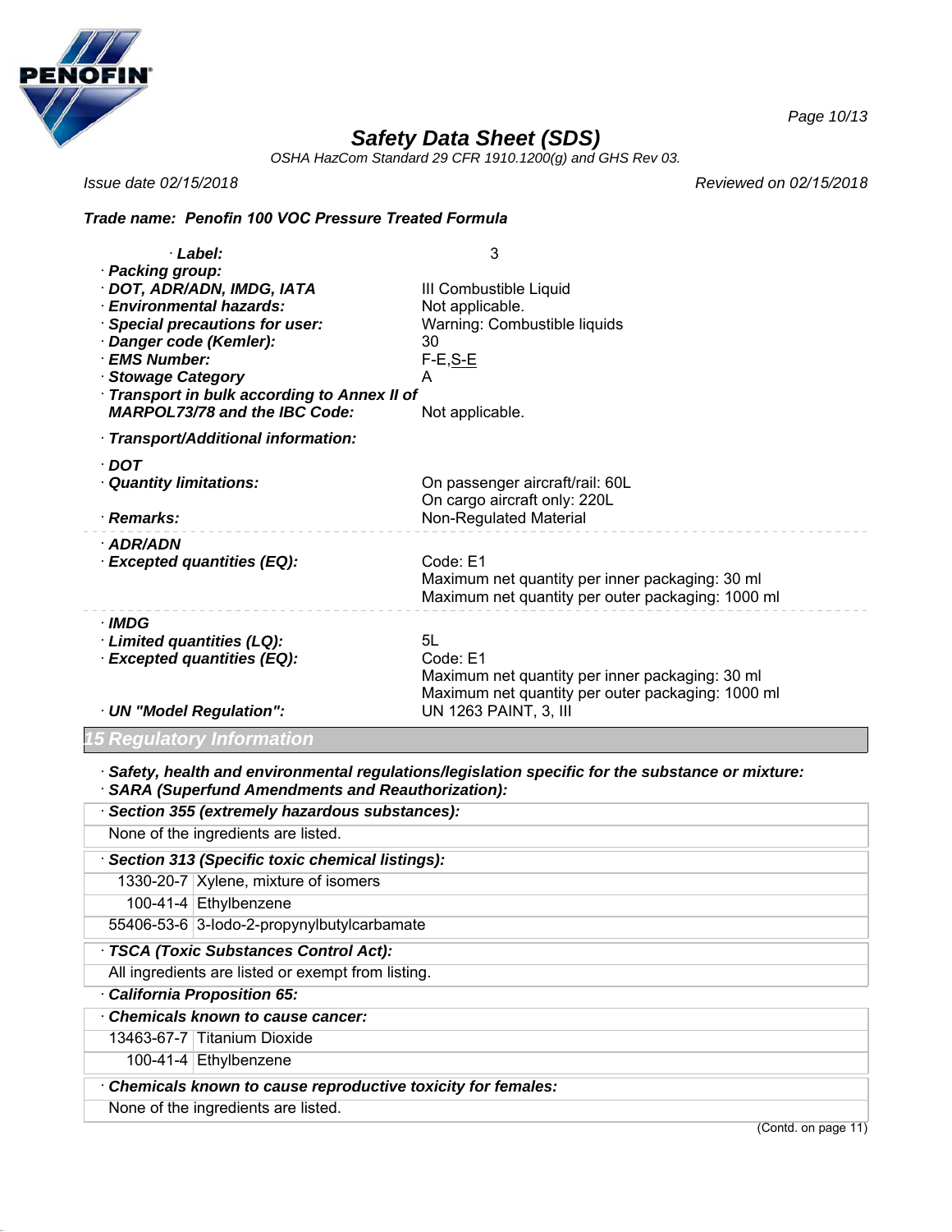# Safety Data Sheet (SDS)

*OSHA HazCom Standard 29 CFR 1910.1200(g) and GHS Rev 03.*

*Issue date 02/15/2018* | *Reviewed on 02/15/2018*

***Trade name: Penofin 100 VOC Pressure Treated Formula***

| | |
|---|---|
| · **Label:** | 3 |
| · **Packing group:** | |
| · **DOT, ADR/ADN, IMDG, IATA** | III Combustible Liquid |
| · **Environmental hazards:** | Not applicable. |
| · **Special precautions for user:** | Warning: Combustible liquids |
| · **Danger code (Kemler):** | 30 |
| · **EMS Number:** | F-E,S-E |
| · **Stowage Category** | A |
| · **Transport in bulk according to Annex II of MARPOL73/78 and the IBC Code:** | Not applicable. |

· **Transport/Additional information:**

| | |
|---|---|
| · **DOT** | |
| · **Quantity limitations:** | On passenger aircraft/rail: 60L<br>On cargo aircraft only: 220L |
| · **Remarks:** | Non-Regulated Material |
| · **ADR/ADN** | |
| · **Excepted quantities (EQ):** | Code: E1<br>Maximum net quantity per inner packaging: 30 ml<br>Maximum net quantity per outer packaging: 1000 ml |
| · **IMDG** | |
| · **Limited quantities (LQ):** | 5L |
| · **Excepted quantities (EQ):** | Code: E1<br>Maximum net quantity per inner packaging: 30 ml<br>Maximum net quantity per outer packaging: 1000 ml |
| · **UN "Model Regulation":** | UN 1263 PAINT, 3, III |

## 15 Regulatory Information

· ***Safety, health and environmental regulations/legislation specific for the substance or mixture:***

· ***SARA (Superfund Amendments and Reauthorization):***

· ***Section 355 (extremely hazardous substances):***

None of the ingredients are listed.

· ***Section 313 (Specific toxic chemical listings):***

| | |
|---|---|
| 1330-20-7 | Xylene, mixture of isomers |
| 100-41-4 | Ethylbenzene |
| 55406-53-6 | 3-Iodo-2-propynylbutylcarbamate |

· ***TSCA (Toxic Substances Control Act):***

All ingredients are listed or exempt from listing.

· ***California Proposition 65:***

· ***Chemicals known to cause cancer:***

| | |
|---|---|
| 13463-67-7 | Titanium Dioxide |
| 100-41-4 | Ethylbenzene |

· ***Chemicals known to cause reproductive toxicity for females:***

None of the ingredients are listed.

(Contd. on page 11)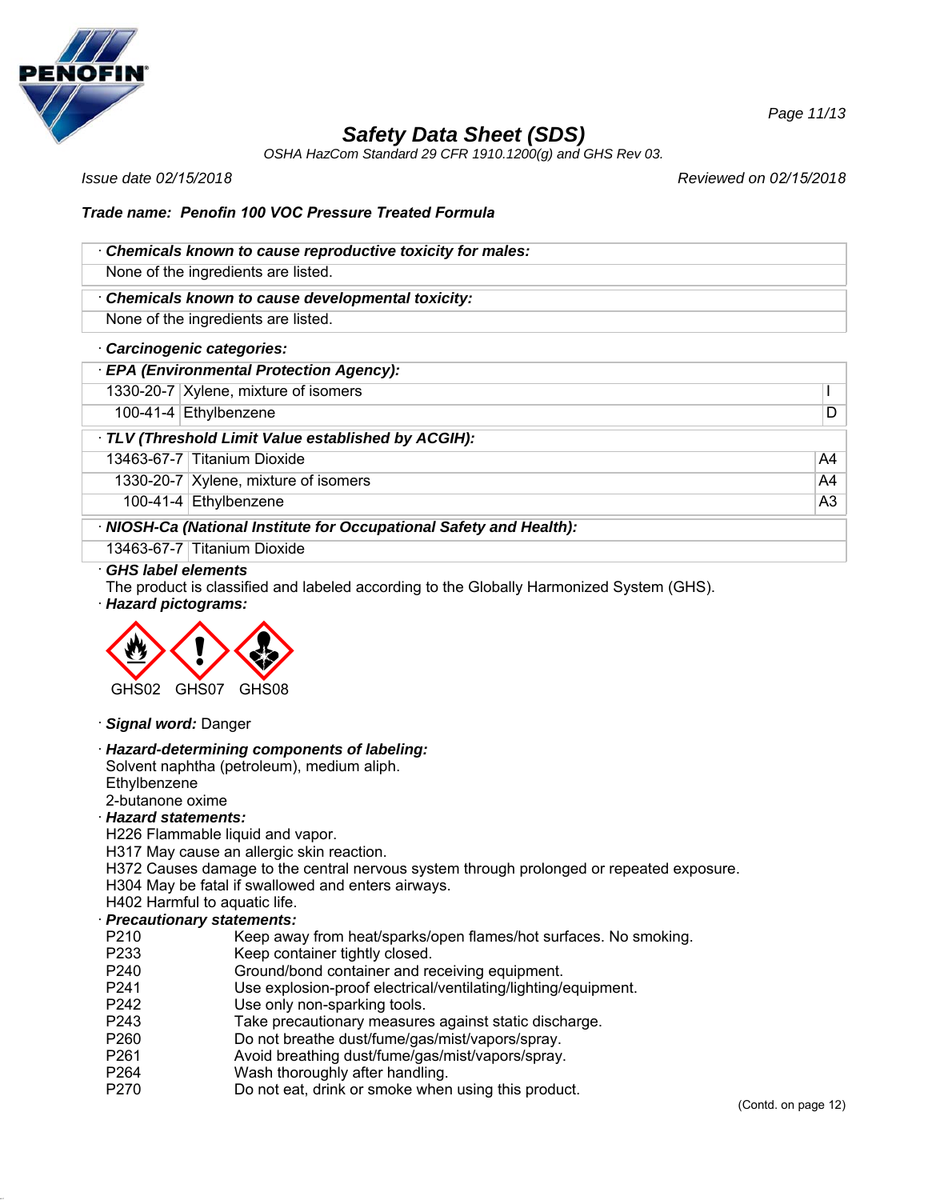# Safety Data Sheet (SDS)

*OSHA HazCom Standard 29 CFR 1910.1200(g) and GHS Rev 03.*

*Issue date 02/15/2018* *Reviewed on 02/15/2018*

***Trade name: Penofin 100 VOC Pressure Treated Formula***

· ***Chemicals known to cause reproductive toxicity for males:***

None of the ingredients are listed.

· ***Chemicals known to cause developmental toxicity:***

None of the ingredients are listed.

· ***Carcinogenic categories:***

· ***EPA (Environmental Protection Agency):***

| | | |
|---|---|---|
| 1330-20-7 | Xylene, mixture of isomers | I |
| 100-41-4 | Ethylbenzene | D |

· ***TLV (Threshold Limit Value established by ACGIH):***

| | | |
|---|---|---|
| 13463-67-7 | Titanium Dioxide | A4 |
| 1330-20-7 | Xylene, mixture of isomers | A4 |
| 100-41-4 | Ethylbenzene | A3 |

· ***NIOSH-Ca (National Institute for Occupational Safety and Health):***

| | |
|---|---|
| 13463-67-7 | Titanium Dioxide |

· ***GHS label elements***

The product is classified and labeled according to the Globally Harmonized System (GHS).

· ***Hazard pictograms:***

GHS02 GHS07 GHS08

· ***Signal word:*** Danger

· ***Hazard-determining components of labeling:***

Solvent naphtha (petroleum), medium aliph.
Ethylbenzene
2-butanone oxime

· ***Hazard statements:***

H226 Flammable liquid and vapor.
H317 May cause an allergic skin reaction.
H372 Causes damage to the central nervous system through prolonged or repeated exposure.
H304 May be fatal if swallowed and enters airways.
H402 Harmful to aquatic life.

· ***Precautionary statements:***

| | |
|---|---|
| P210 | Keep away from heat/sparks/open flames/hot surfaces. No smoking. |
| P233 | Keep container tightly closed. |
| P240 | Ground/bond container and receiving equipment. |
| P241 | Use explosion-proof electrical/ventilating/lighting/equipment. |
| P242 | Use only non-sparking tools. |
| P243 | Take precautionary measures against static discharge. |
| P260 | Do not breathe dust/fume/gas/mist/vapors/spray. |
| P261 | Avoid breathing dust/fume/gas/mist/vapors/spray. |
| P264 | Wash thoroughly after handling. |
| P270 | Do not eat, drink or smoke when using this product. |

(Contd. on page 12)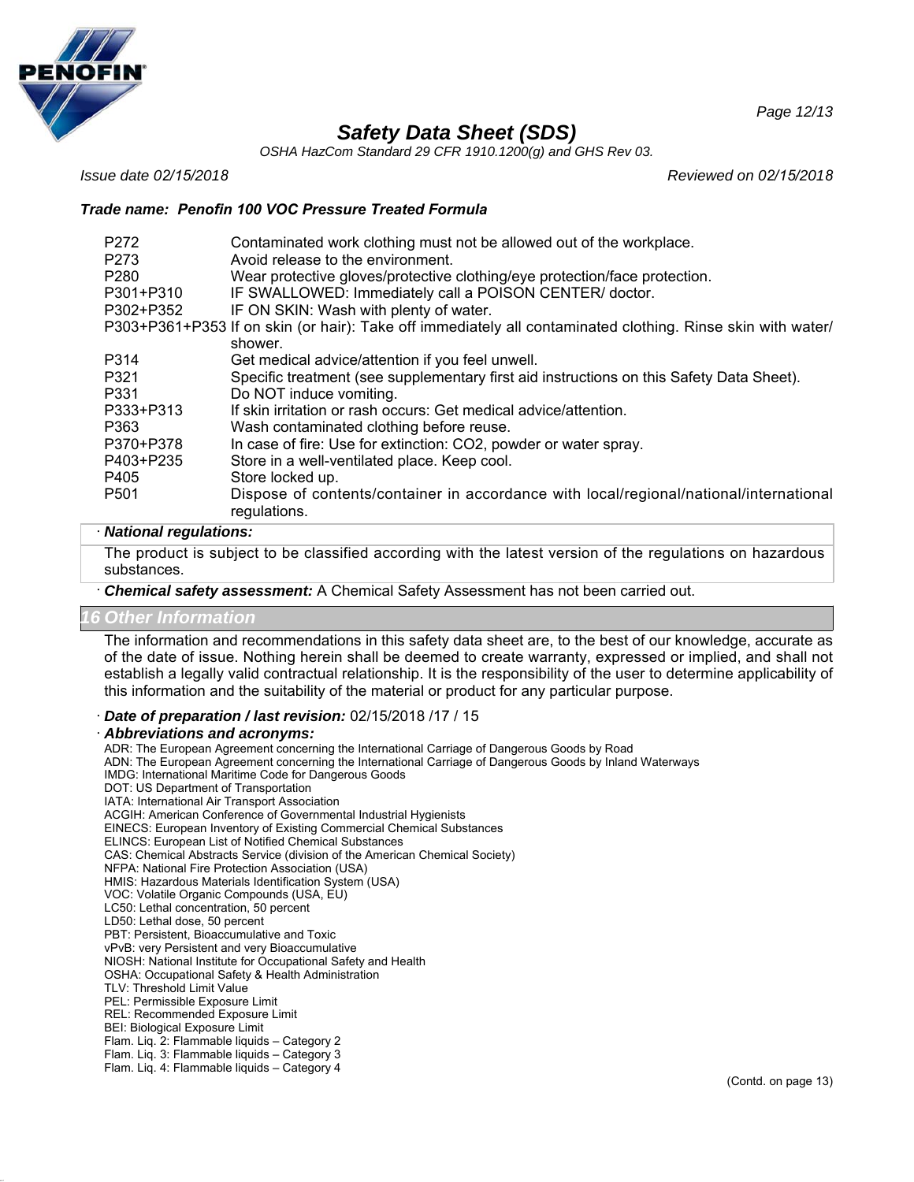| | |
|---|---|
| P272 | Contaminated work clothing must not be allowed out of the workplace. |
| P273 | Avoid release to the environment. |
| P280 | Wear protective gloves/protective clothing/eye protection/face protection. |
| P301+P310 | IF SWALLOWED: Immediately call a POISON CENTER/ doctor. |
| P302+P352 | IF ON SKIN: Wash with plenty of water. |
| P303+P361+P353 | If on skin (or hair): Take off immediately all contaminated clothing. Rinse skin with water/ shower. |
| P314 | Get medical advice/attention if you feel unwell. |
| P321 | Specific treatment (see supplementary first aid instructions on this Safety Data Sheet). |
| P331 | Do NOT induce vomiting. |
| P333+P313 | If skin irritation or rash occurs: Get medical advice/attention. |
| P363 | Wash contaminated clothing before reuse. |
| P370+P378 | In case of fire: Use for extinction: CO2, powder or water spray. |
| P403+P235 | Store in a well-ventilated place. Keep cool. |
| P405 | Store locked up. |
| P501 | Dispose of contents/container in accordance with local/regional/national/international regulations. |

· ***National regulations:***

The product is subject to be classified according with the latest version of the regulations on hazardous substances.

· ***Chemical safety assessment:*** A Chemical Safety Assessment has not been carried out.

## 16 Other Information

The information and recommendations in this safety data sheet are, to the best of our knowledge, accurate as of the date of issue. Nothing herein shall be deemed to create warranty, expressed or implied, and shall not establish a legally valid contractual relationship. It is the responsibility of the user to determine applicability of this information and the suitability of the material or product for any particular purpose.

· ***Date of preparation / last revision:*** 02/15/2018 /17 / 15

· ***Abbreviations and acronyms:***

ADR: The European Agreement concerning the International Carriage of Dangerous Goods by Road
ADN: The European Agreement concerning the International Carriage of Dangerous Goods by Inland Waterways
IMDG: International Maritime Code for Dangerous Goods
DOT: US Department of Transportation
IATA: International Air Transport Association
ACGIH: American Conference of Governmental Industrial Hygienists
EINECS: European Inventory of Existing Commercial Chemical Substances
ELINCS: European List of Notified Chemical Substances
CAS: Chemical Abstracts Service (division of the American Chemical Society)
NFPA: National Fire Protection Association (USA)
HMIS: Hazardous Materials Identification System (USA)
VOC: Volatile Organic Compounds (USA, EU)
LC50: Lethal concentration, 50 percent
LD50: Lethal dose, 50 percent
PBT: Persistent, Bioaccumulative and Toxic
vPvB: very Persistent and very Bioaccumulative
NIOSH: National Institute for Occupational Safety and Health
OSHA: Occupational Safety & Health Administration
TLV: Threshold Limit Value
PEL: Permissible Exposure Limit
REL: Recommended Exposure Limit
BEI: Biological Exposure Limit
Flam. Liq. 2: Flammable liquids – Category 2
Flam. Liq. 3: Flammable liquids – Category 3
Flam. Liq. 4: Flammable liquids – Category 4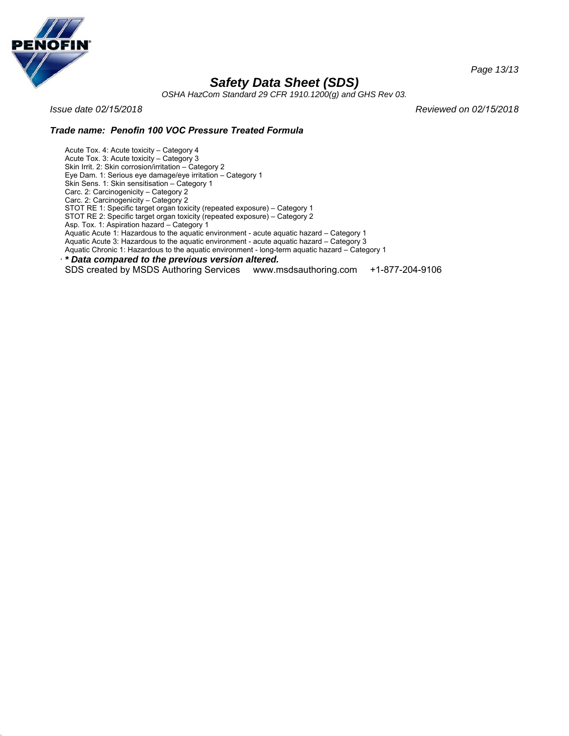Acute Tox. 4: Acute toxicity – Category 4
Acute Tox. 3: Acute toxicity – Category 3
Skin Irrit. 2: Skin corrosion/irritation – Category 2
Eye Dam. 1: Serious eye damage/eye irritation – Category 1
Skin Sens. 1: Skin sensitisation – Category 1
Carc. 2: Carcinogenicity – Category 2
Carc. 2: Carcinogenicity – Category 2
STOT RE 1: Specific target organ toxicity (repeated exposure) – Category 1
STOT RE 2: Specific target organ toxicity (repeated exposure) – Category 2
Asp. Tox. 1: Aspiration hazard – Category 1
Aquatic Acute 1: Hazardous to the aquatic environment - acute aquatic hazard – Category 1
Aquatic Acute 3: Hazardous to the aquatic environment - acute aquatic hazard – Category 3
Aquatic Chronic 1: Hazardous to the aquatic environment - long-term aquatic hazard – Category 1

· ***\* Data compared to the previous version altered.***

SDS created by MSDS Authoring Services www.msdsauthoring.com +1-877-204-9106